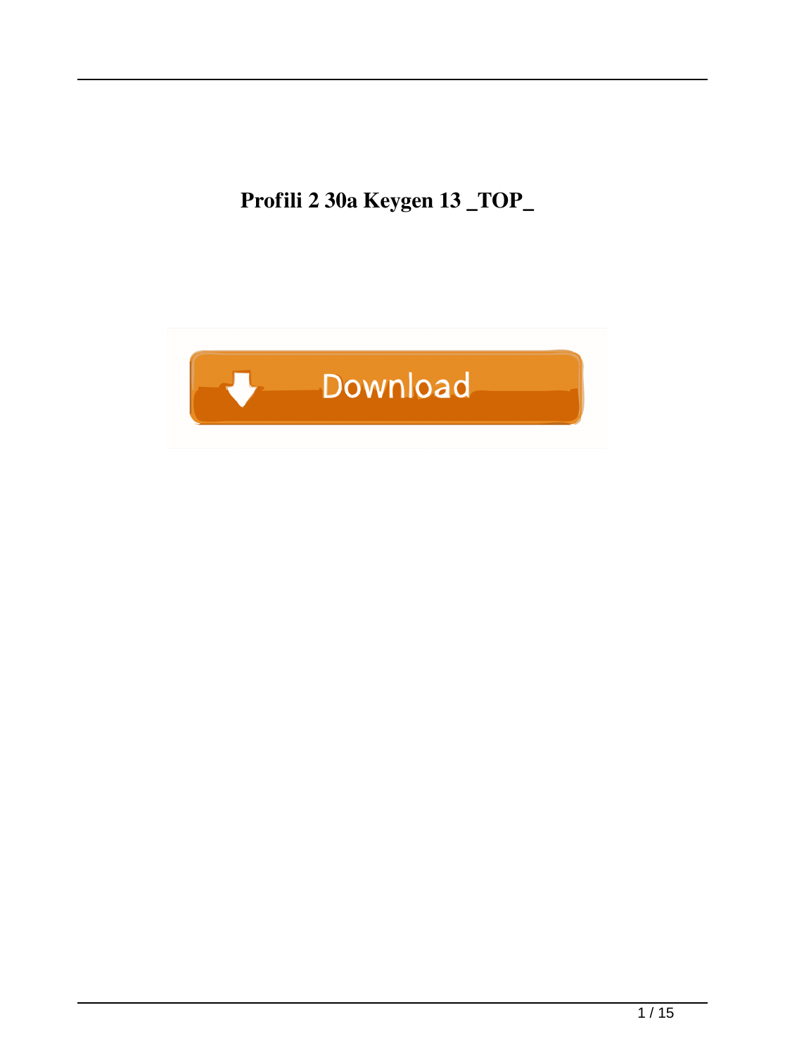# Profili 2 30a Keygen 13 _TOP_

Download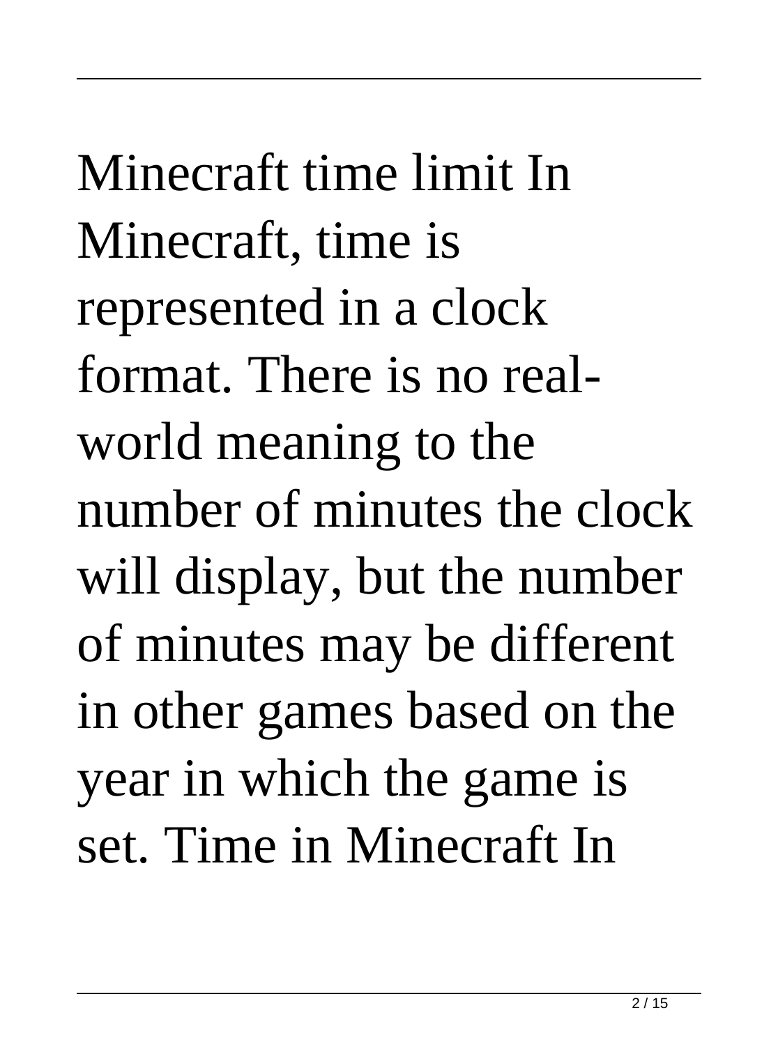Minecraft time limit In Minecraft, time is represented in a clock format. There is no real-world meaning to the number of minutes the clock will display, but the number of minutes may be different in other games based on the year in which the game is set. Time in Minecraft In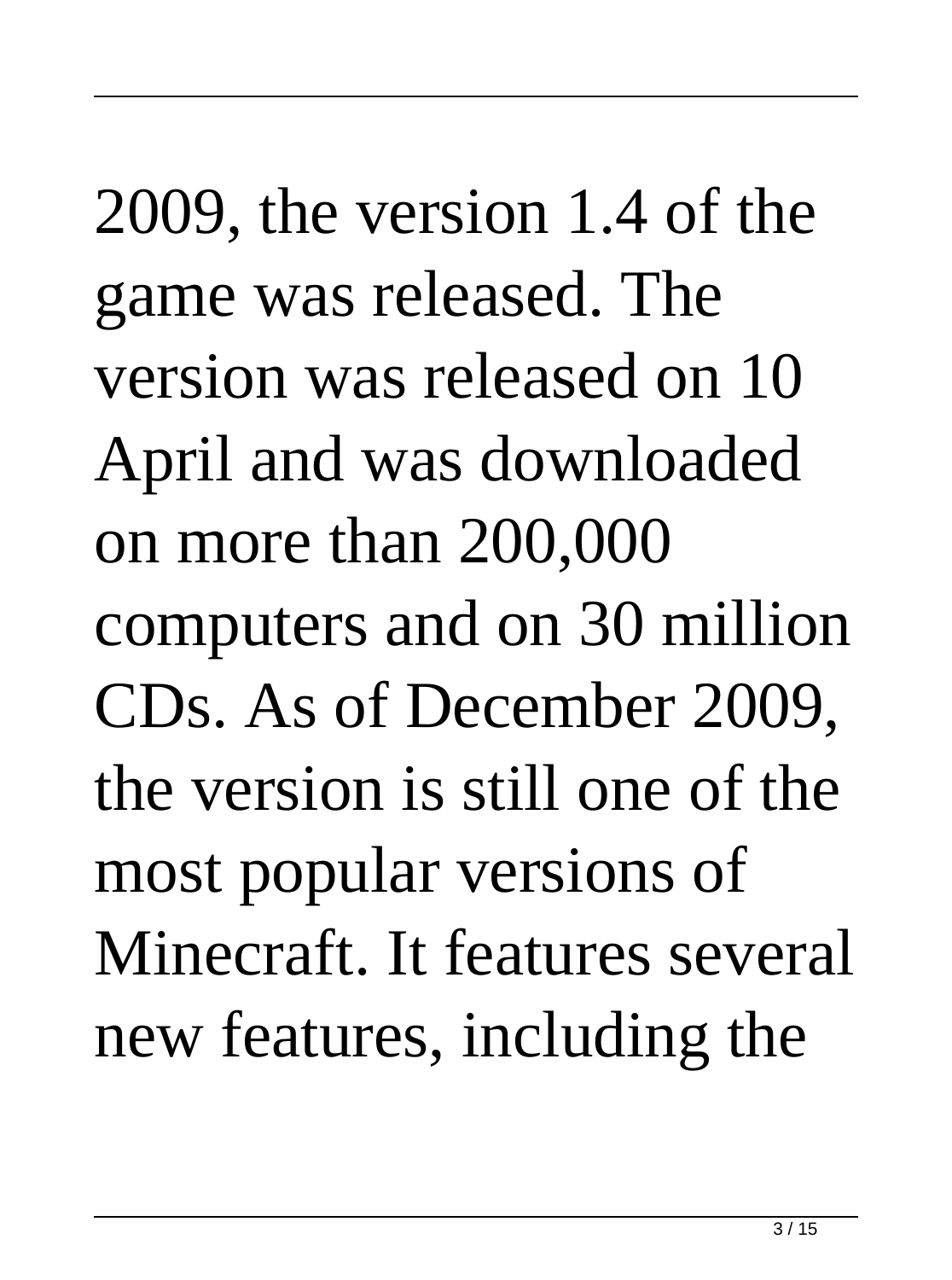2009, the version 1.4 of the game was released. The version was released on 10 April and was downloaded on more than 200,000 computers and on 30 million CDs. As of December 2009, the version is still one of the most popular versions of Minecraft. It features several new features, including the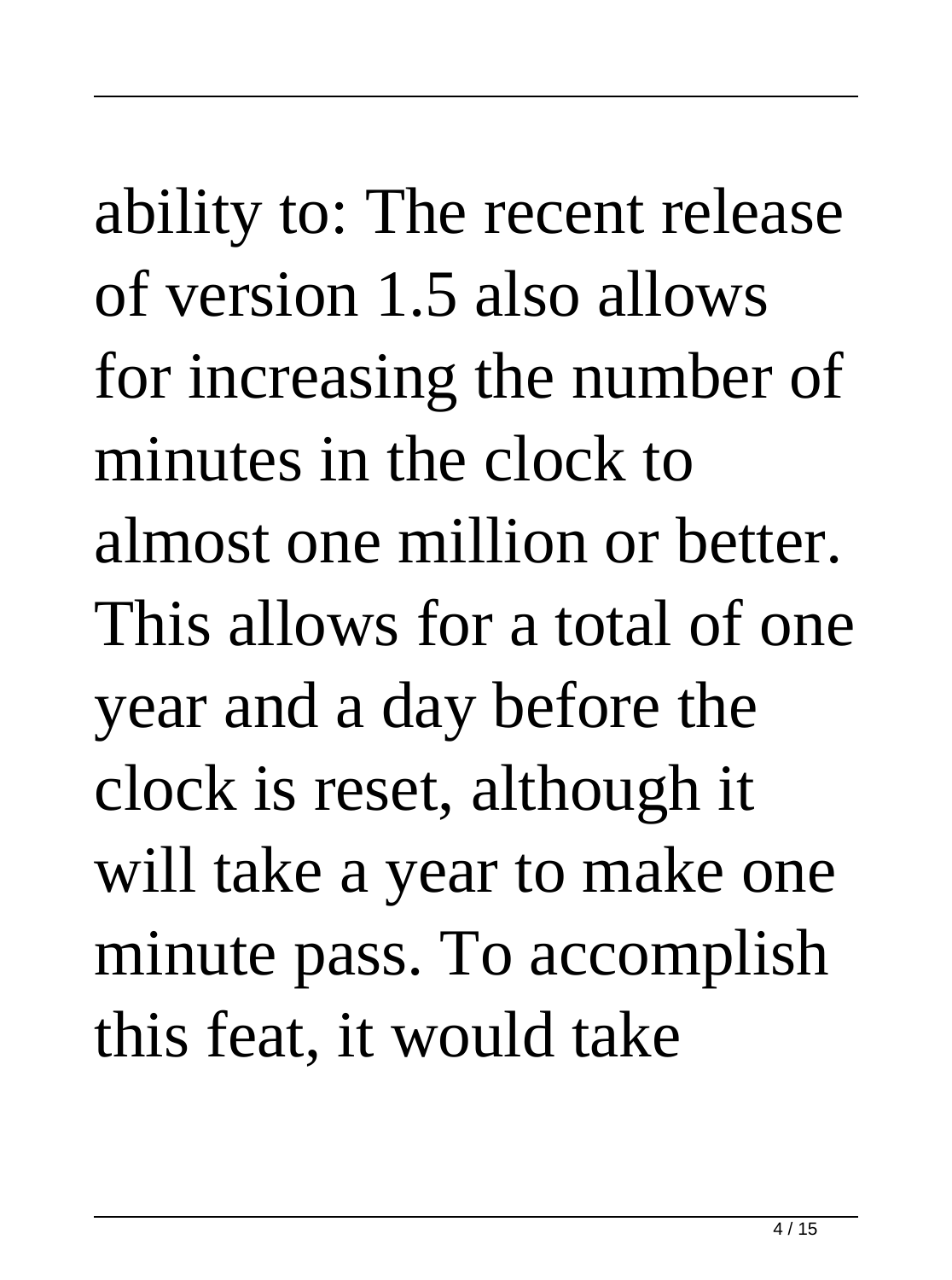ability to: The recent release of version 1.5 also allows for increasing the number of minutes in the clock to almost one million or better. This allows for a total of one year and a day before the clock is reset, although it will take a year to make one minute pass. To accomplish this feat, it would take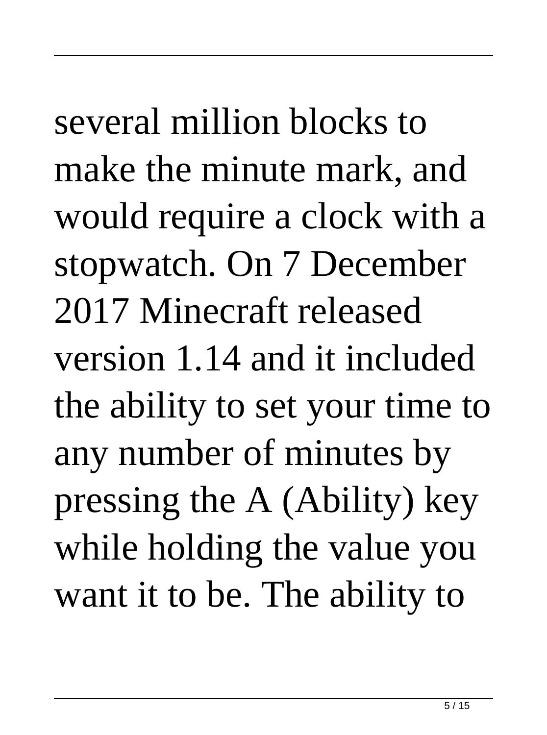several million blocks to make the minute mark, and would require a clock with a stopwatch. On 7 December 2017 Minecraft released version 1.14 and it included the ability to set your time to any number of minutes by pressing the A (Ability) key while holding the value you want it to be. The ability to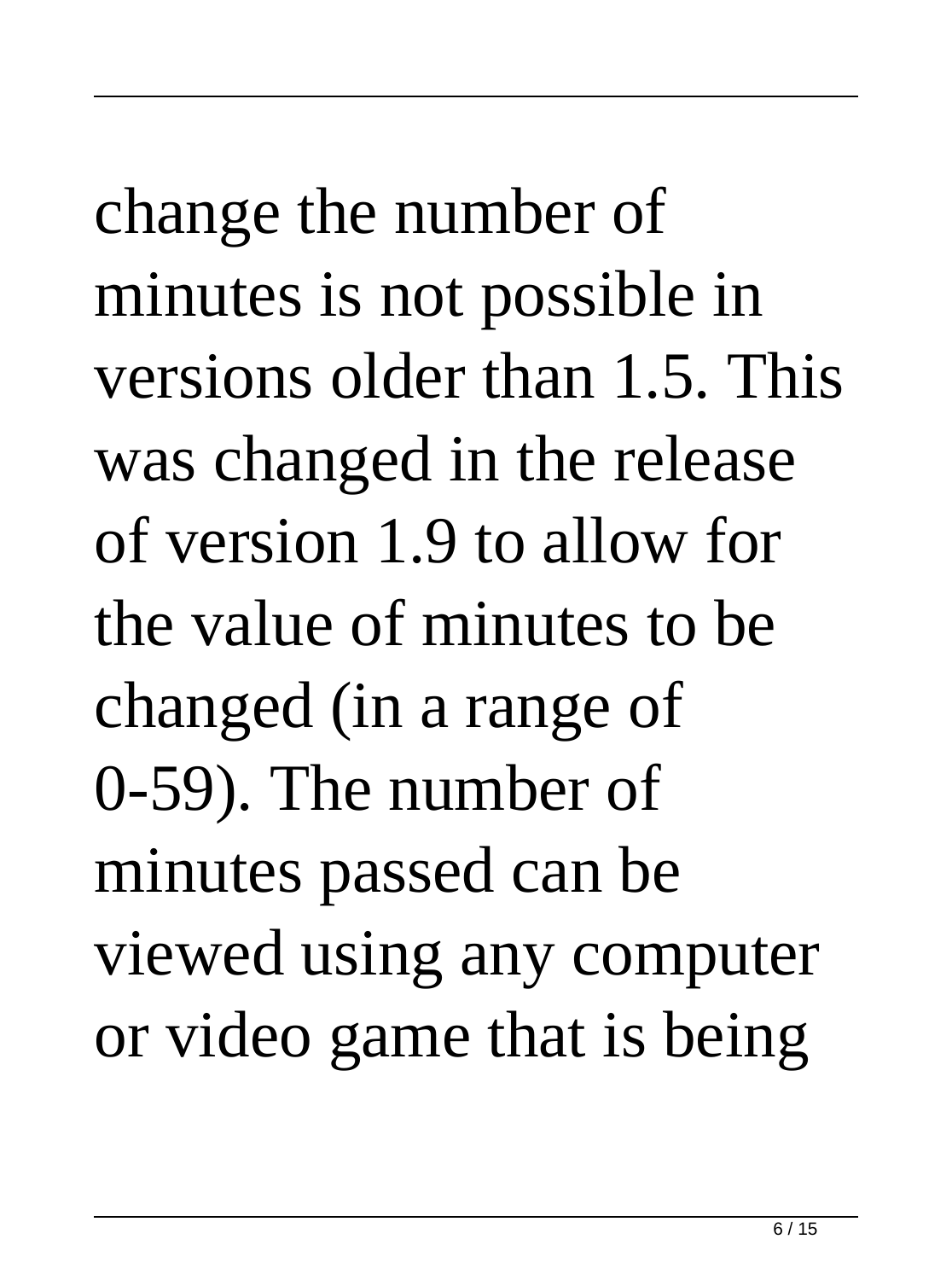change the number of minutes is not possible in versions older than 1.5. This was changed in the release of version 1.9 to allow for the value of minutes to be changed (in a range of 0-59). The number of minutes passed can be viewed using any computer or video game that is being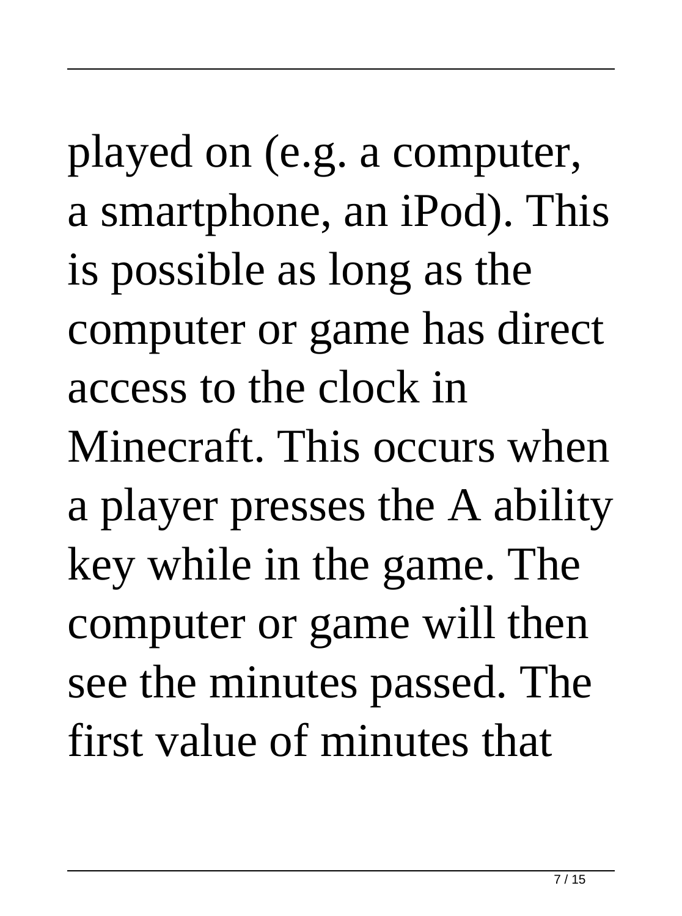played on (e.g. a computer, a smartphone, an iPod). This is possible as long as the computer or game has direct access to the clock in Minecraft. This occurs when a player presses the A ability key while in the game. The computer or game will then see the minutes passed. The first value of minutes that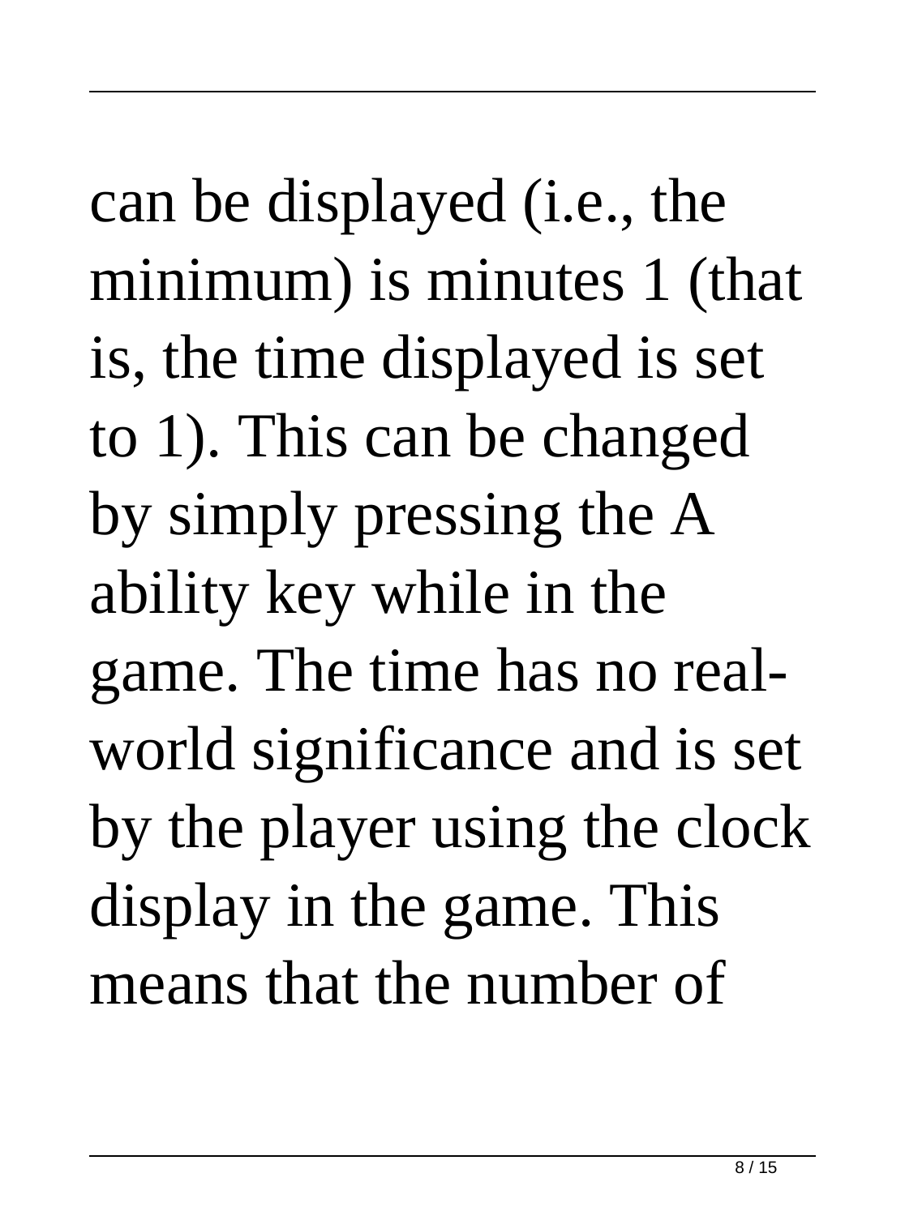can be displayed (i.e., the minimum) is minutes 1 (that is, the time displayed is set to 1). This can be changed by simply pressing the A ability key while in the game. The time has no real-world significance and is set by the player using the clock display in the game. This means that the number of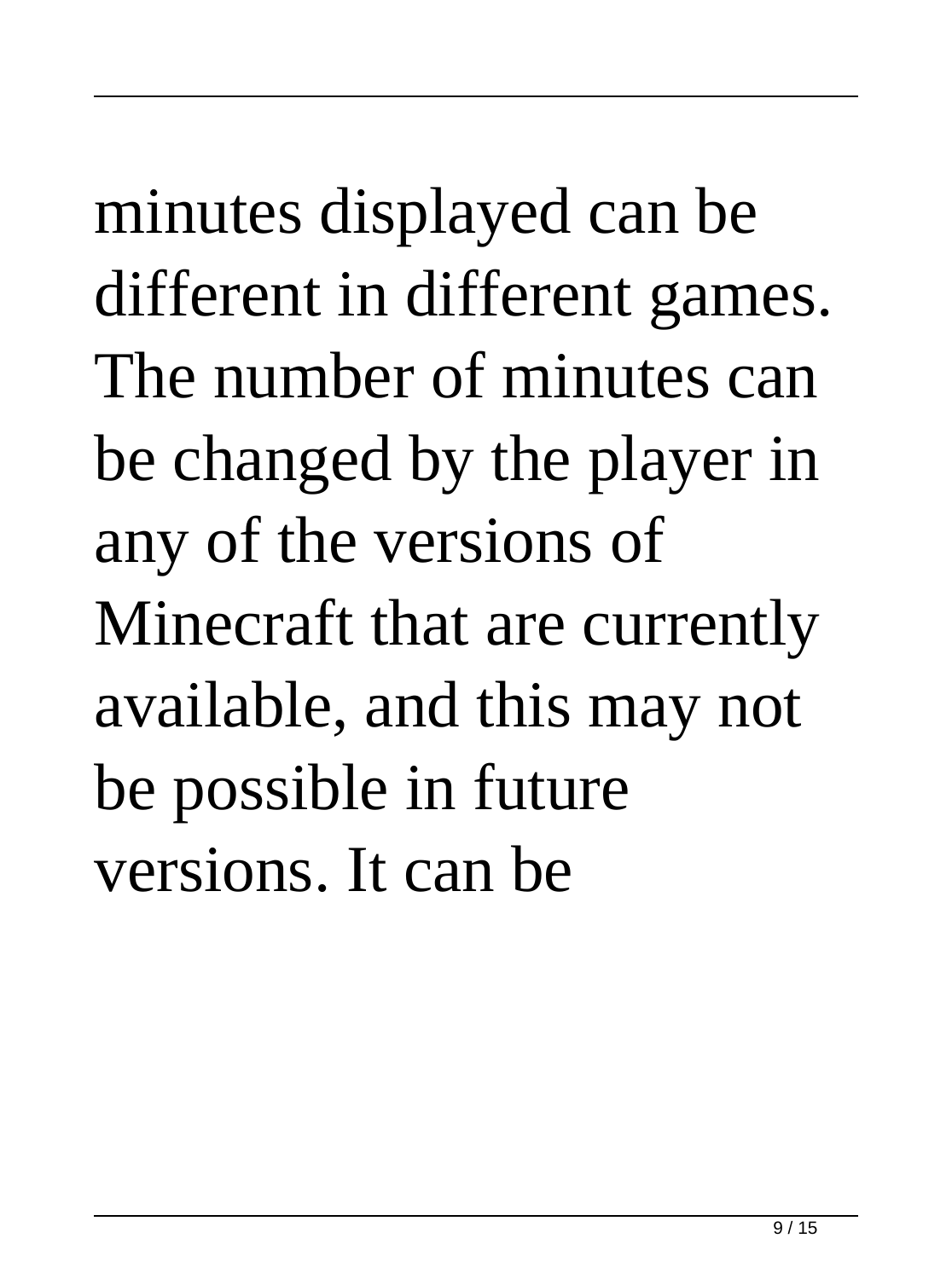minutes displayed can be different in different games. The number of minutes can be changed by the player in any of the versions of Minecraft that are currently available, and this may not be possible in future versions. It can be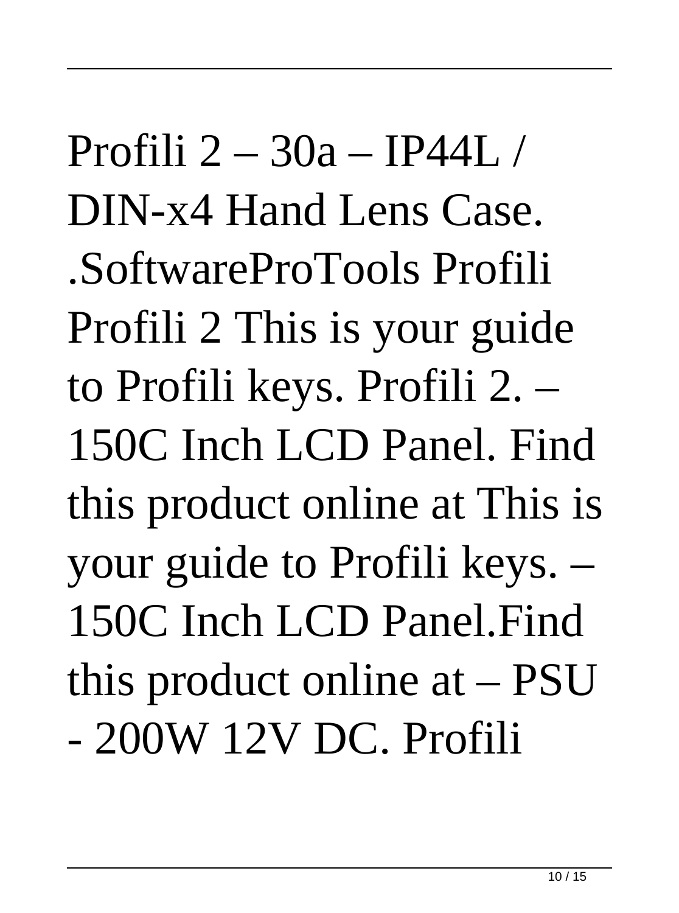Profili 2 – 30a – IP44L / DIN-x4 Hand Lens Case. .SoftwareProTools Profili Profili 2 This is your guide to Profili keys. Profili 2. – 150C Inch LCD Panel. Find this product online at This is your guide to Profili keys. – 150C Inch LCD Panel.Find this product online at – PSU - 200W 12V DC. Profili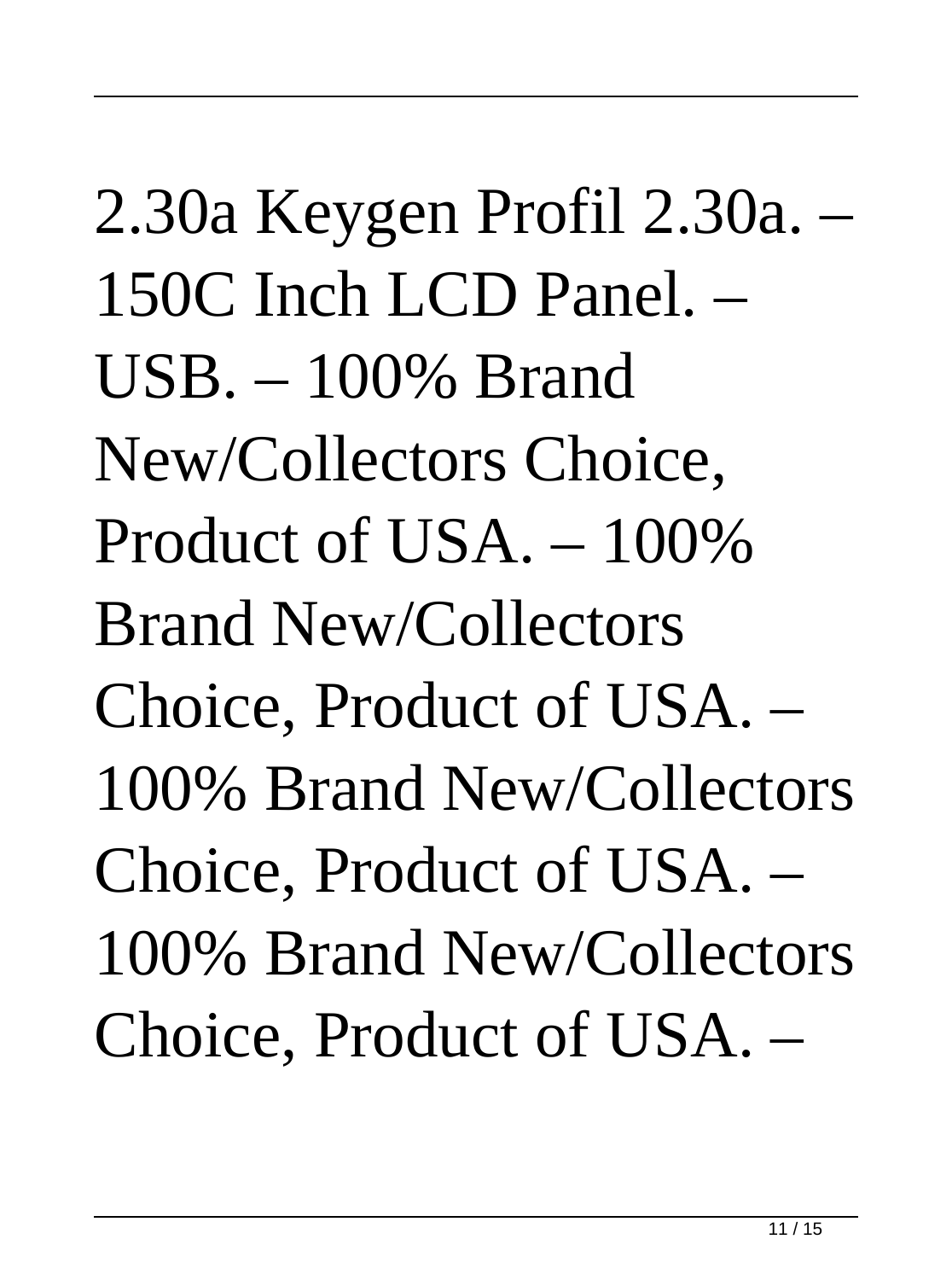2.30a Keygen Profil 2.30a. – 150C Inch LCD Panel. – USB. – 100% Brand New/Collectors Choice, Product of USA. – 100% Brand New/Collectors Choice, Product of USA. – 100% Brand New/Collectors Choice, Product of USA. – 100% Brand New/Collectors Choice, Product of USA. –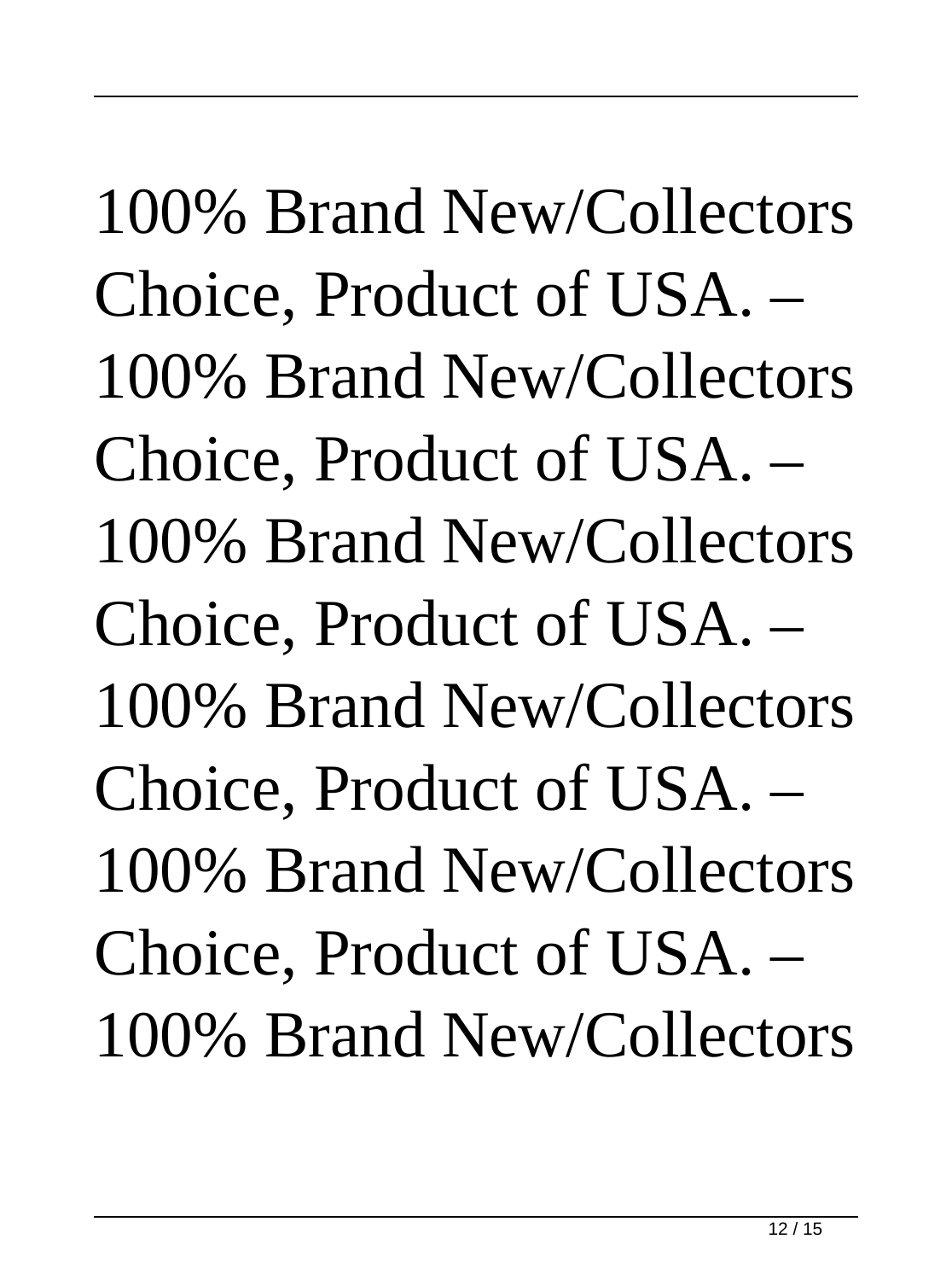100% Brand New/Collectors Choice, Product of USA. – 100% Brand New/Collectors Choice, Product of USA. – 100% Brand New/Collectors Choice, Product of USA. – 100% Brand New/Collectors Choice, Product of USA. – 100% Brand New/Collectors Choice, Product of USA. – 100% Brand New/Collectors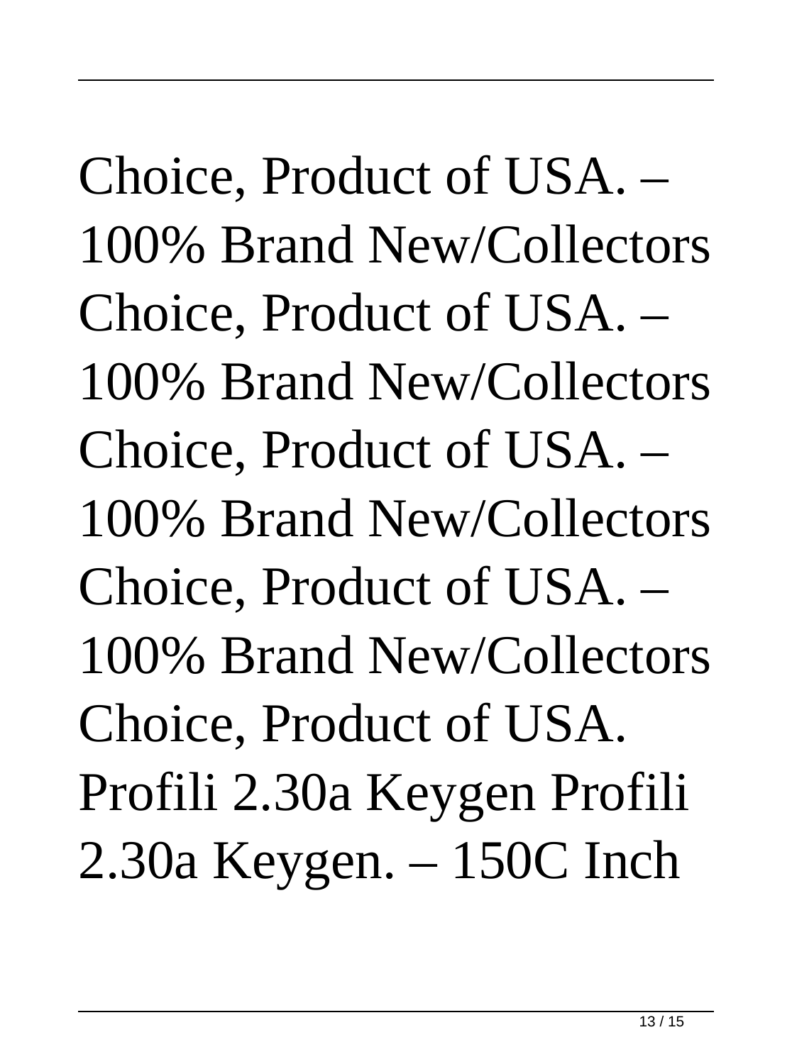Choice, Product of USA. – 100% Brand New/Collectors Choice, Product of USA. – 100% Brand New/Collectors Choice, Product of USA. – 100% Brand New/Collectors Choice, Product of USA. – 100% Brand New/Collectors Choice, Product of USA. Profili 2.30a Keygen Profili 2.30a Keygen. – 150C Inch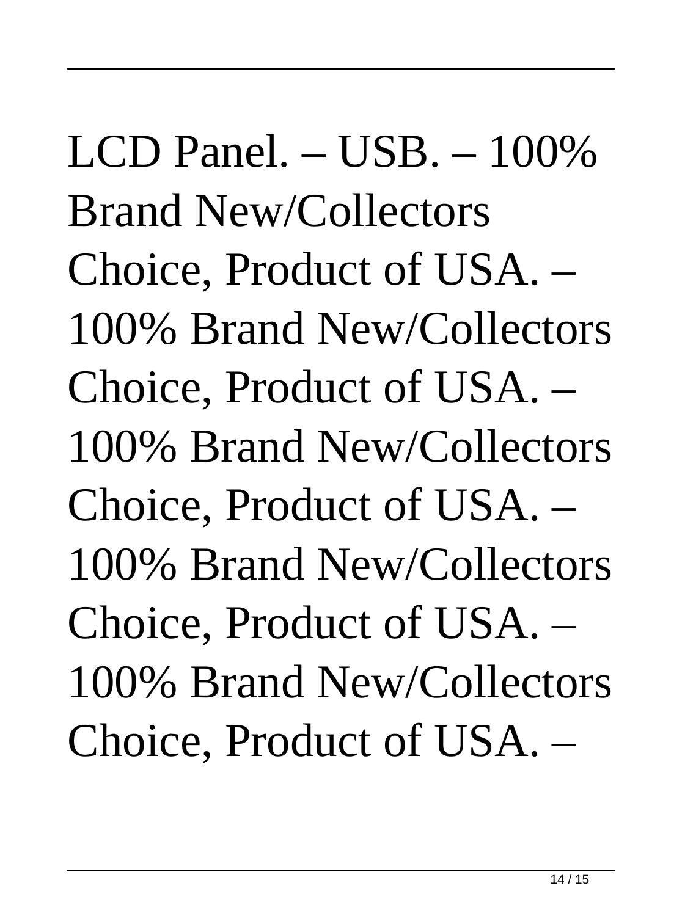LCD Panel. – USB. – 100% Brand New/Collectors Choice, Product of USA. – 100% Brand New/Collectors Choice, Product of USA. – 100% Brand New/Collectors Choice, Product of USA. – 100% Brand New/Collectors Choice, Product of USA. – 100% Brand New/Collectors Choice, Product of USA. –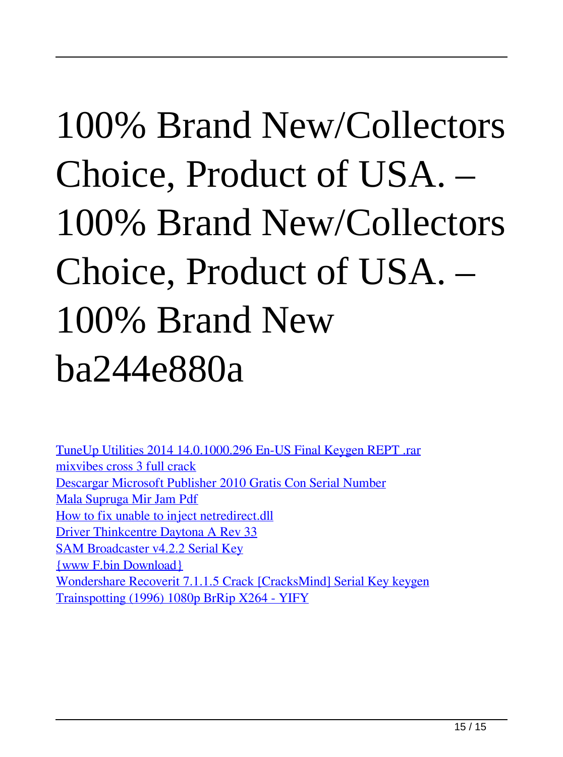# 100% Brand New/Collectors Choice, Product of USA. – 100% Brand New/Collectors Choice, Product of USA. – 100% Brand New ba244e880a

TuneUp Utilities 2014 14.0.1000.296 En-US Final Keygen REPT .rar
mixvibes cross 3 full crack
Descargar Microsoft Publisher 2010 Gratis Con Serial Number
Mala Supruga Mir Jam Pdf
How to fix unable to inject netredirect.dll
Driver Thinkcentre Daytona A Rev 33
SAM Broadcaster v4.2.2 Serial Key
{www F.bin Download}
Wondershare Recoverit 7.1.1.5 Crack [CracksMind] Serial Key keygen
Trainspotting (1996) 1080p BrRip X264 - YIFY